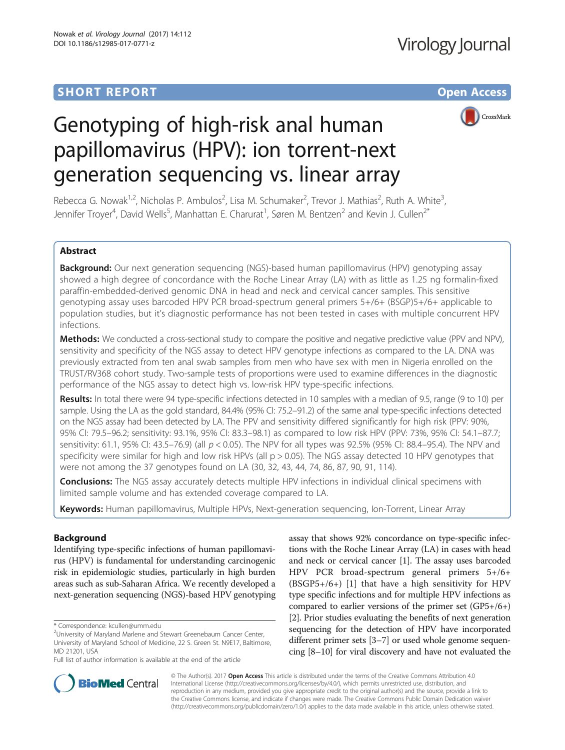**SHORT REPORT** **Open Access**

# Genotyping of high-risk anal human papillomavirus (HPV): ion torrent-next generation sequencing vs. linear array

Rebecca G. Nowak[1,2], Nicholas P. Ambulos[2], Lisa M. Schumaker[2], Trevor J. Mathias[2], Ruth A. White[3], Jennifer Troyer[4], David Wells[5], Manhattan E. Charurat[1], Søren M. Bentzen[2] and Kevin J. Cullen[2*]

## Abstract

**Background:** Our next generation sequencing (NGS)-based human papillomavirus (HPV) genotyping assay showed a high degree of concordance with the Roche Linear Array (LA) with as little as 1.25 ng formalin-fixed paraffin-embedded-derived genomic DNA in head and neck and cervical cancer samples. This sensitive genotyping assay uses barcoded HPV PCR broad-spectrum general primers 5+/6+ (BSGP)5+/6+ applicable to population studies, but it's diagnostic performance has not been tested in cases with multiple concurrent HPV infections.

**Methods:** We conducted a cross-sectional study to compare the positive and negative predictive value (PPV and NPV), sensitivity and specificity of the NGS assay to detect HPV genotype infections as compared to the LA. DNA was previously extracted from ten anal swab samples from men who have sex with men in Nigeria enrolled on the TRUST/RV368 cohort study. Two-sample tests of proportions were used to examine differences in the diagnostic performance of the NGS assay to detect high vs. low-risk HPV type-specific infections.

**Results:** In total there were 94 type-specific infections detected in 10 samples with a median of 9.5, range (9 to 10) per sample. Using the LA as the gold standard, 84.4% (95% CI: 75.2–91.2) of the same anal type-specific infections detected on the NGS assay had been detected by LA. The PPV and sensitivity differed significantly for high risk (PPV: 90%, 95% CI: 79.5–96.2; sensitivity: 93.1%, 95% CI: 83.3–98.1) as compared to low risk HPV (PPV: 73%, 95% CI: 54.1–87.7; sensitivity: 61.1, 95% CI: 43.5–76.9) (all $p < 0.05$). The NPV for all types was 92.5% (95% CI: 88.4–95.4). The NPV and specificity were similar for high and low risk HPVs (all $p > 0.05$). The NGS assay detected 10 HPV genotypes that were not among the 37 genotypes found on LA (30, 32, 43, 44, 74, 86, 87, 90, 91, 114).

**Conclusions:** The NGS assay accurately detects multiple HPV infections in individual clinical specimens with limited sample volume and has extended coverage compared to LA.

**Keywords:** Human papillomavirus, Multiple HPVs, Next-generation sequencing, Ion-Torrent, Linear Array

## Background

Identifying type-specific infections of human papillomavirus (HPV) is fundamental for understanding carcinogenic risk in epidemiologic studies, particularly in high burden areas such as sub-Saharan Africa. We recently developed a next-generation sequencing (NGS)-based HPV genotyping assay that shows 92% concordance on type-specific infections with the Roche Linear Array (LA) in cases with head and neck or cervical cancer [1]. The assay uses barcoded HPV PCR broad-spectrum general primers 5+/6+ (BSGP5+/6+) [1] that have a high sensitivity for HPV type specific infections and for multiple HPV infections as compared to earlier versions of the primer set (GP5+/6+) [2]. Prior studies evaluating the benefits of next generation sequencing for the detection of HPV have incorporated different primer sets [3–7] or used whole genome sequencing [8–10] for viral discovery and have not evaluated the

\* Correspondence: kcullen@umm.edu
[2]University of Maryland Marlene and Stewart Greenebaum Cancer Center, University of Maryland School of Medicine, 22 S. Green St. N9E17, Baltimore, MD 21201, USA
Full list of author information is available at the end of the article

© The Author(s). 2017 **Open Access** This article is distributed under the terms of the Creative Commons Attribution 4.0 International License (http://creativecommons.org/licenses/by/4.0/), which permits unrestricted use, distribution, and reproduction in any medium, provided you give appropriate credit to the original author(s) and the source, provide a link to the Creative Commons license, and indicate if changes were made. The Creative Commons Public Domain Dedication waiver (http://creativecommons.org/publicdomain/zero/1.0/) applies to the data made available in this article, unless otherwise stated.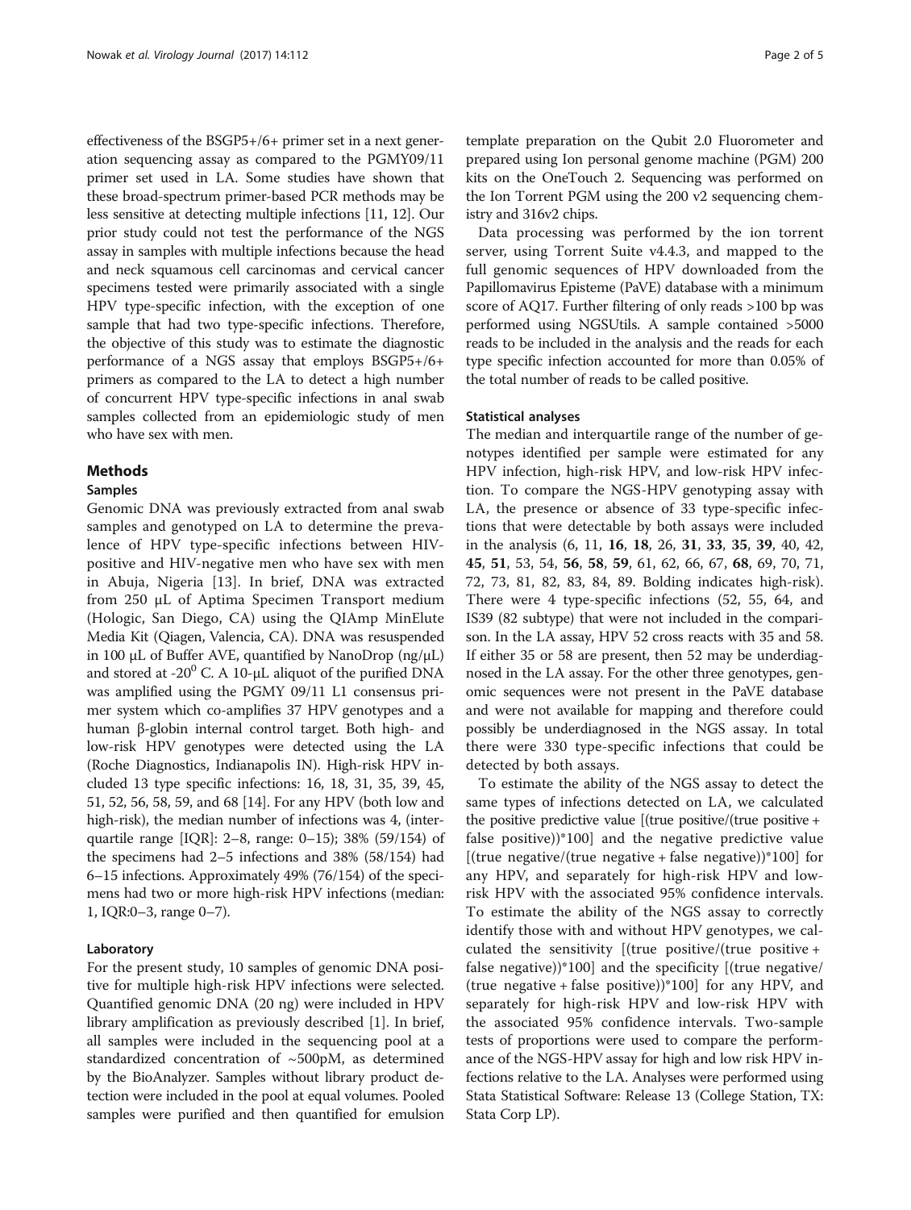effectiveness of the BSGP5+/6+ primer set in a next generation sequencing assay as compared to the PGMY09/11 primer set used in LA. Some studies have shown that these broad-spectrum primer-based PCR methods may be less sensitive at detecting multiple infections [11, 12]. Our prior study could not test the performance of the NGS assay in samples with multiple infections because the head and neck squamous cell carcinomas and cervical cancer specimens tested were primarily associated with a single HPV type-specific infection, with the exception of one sample that had two type-specific infections. Therefore, the objective of this study was to estimate the diagnostic performance of a NGS assay that employs BSGP5+/6+ primers as compared to the LA to detect a high number of concurrent HPV type-specific infections in anal swab samples collected from an epidemiologic study of men who have sex with men.

## Methods

### Samples

Genomic DNA was previously extracted from anal swab samples and genotyped on LA to determine the prevalence of HPV type-specific infections between HIV-positive and HIV-negative men who have sex with men in Abuja, Nigeria [13]. In brief, DNA was extracted from 250 μL of Aptima Specimen Transport medium (Hologic, San Diego, CA) using the QIAmp MinElute Media Kit (Qiagen, Valencia, CA). DNA was resuspended in 100 μL of Buffer AVE, quantified by NanoDrop (ng/μL) and stored at -20$^{0}$ C. A 10-μL aliquot of the purified DNA was amplified using the PGMY 09/11 L1 consensus primer system which co-amplifies 37 HPV genotypes and a human β-globin internal control target. Both high- and low-risk HPV genotypes were detected using the LA (Roche Diagnostics, Indianapolis IN). High-risk HPV included 13 type specific infections: 16, 18, 31, 35, 39, 45, 51, 52, 56, 58, 59, and 68 [14]. For any HPV (both low and high-risk), the median number of infections was 4, (interquartile range [IQR]: 2–8, range: 0–15); 38% (59/154) of the specimens had 2–5 infections and 38% (58/154) had 6–15 infections. Approximately 49% (76/154) of the specimens had two or more high-risk HPV infections (median: 1, IQR:0–3, range 0–7).

### Laboratory

For the present study, 10 samples of genomic DNA positive for multiple high-risk HPV infections were selected. Quantified genomic DNA (20 ng) were included in HPV library amplification as previously described [1]. In brief, all samples were included in the sequencing pool at a standardized concentration of ~500pM, as determined by the BioAnalyzer. Samples without library product detection were included in the pool at equal volumes. Pooled samples were purified and then quantified for emulsion template preparation on the Qubit 2.0 Fluorometer and prepared using Ion personal genome machine (PGM) 200 kits on the OneTouch 2. Sequencing was performed on the Ion Torrent PGM using the 200 v2 sequencing chemistry and 316v2 chips.

Data processing was performed by the ion torrent server, using Torrent Suite v4.4.3, and mapped to the full genomic sequences of HPV downloaded from the Papillomavirus Episteme (PaVE) database with a minimum score of AQ17. Further filtering of only reads >100 bp was performed using NGSUtils. A sample contained >5000 reads to be included in the analysis and the reads for each type specific infection accounted for more than 0.05% of the total number of reads to be called positive.

### Statistical analyses

The median and interquartile range of the number of genotypes identified per sample were estimated for any HPV infection, high-risk HPV, and low-risk HPV infection. To compare the NGS-HPV genotyping assay with LA, the presence or absence of 33 type-specific infections that were detectable by both assays were included in the analysis (6, 11, **16**, **18**, 26, **31**, **33**, **35**, **39**, 40, 42, **45**, **51**, 53, 54, **56**, **58**, **59**, 61, 62, 66, 67, **68**, 69, 70, 71, 72, 73, 81, 82, 83, 84, 89. Bolding indicates high-risk). There were 4 type-specific infections (52, 55, 64, and IS39 (82 subtype) that were not included in the comparison. In the LA assay, HPV 52 cross reacts with 35 and 58. If either 35 or 58 are present, then 52 may be underdiagnosed in the LA assay. For the other three genotypes, genomic sequences were not present in the PaVE database and were not available for mapping and therefore could possibly be underdiagnosed in the NGS assay. In total there were 330 type-specific infections that could be detected by both assays.

To estimate the ability of the NGS assay to detect the same types of infections detected on LA, we calculated the positive predictive value [(true positive/(true positive + false positive))*100] and the negative predictive value [(true negative/(true negative + false negative))*100] for any HPV, and separately for high-risk HPV and low-risk HPV with the associated 95% confidence intervals. To estimate the ability of the NGS assay to correctly identify those with and without HPV genotypes, we calculated the sensitivity [(true positive/(true positive + false negative))*100] and the specificity [(true negative/(true negative + false positive))*100] for any HPV, and separately for high-risk HPV and low-risk HPV with the associated 95% confidence intervals. Two-sample tests of proportions were used to compare the performance of the NGS-HPV assay for high and low risk HPV infections relative to the LA. Analyses were performed using Stata Statistical Software: Release 13 (College Station, TX: Stata Corp LP).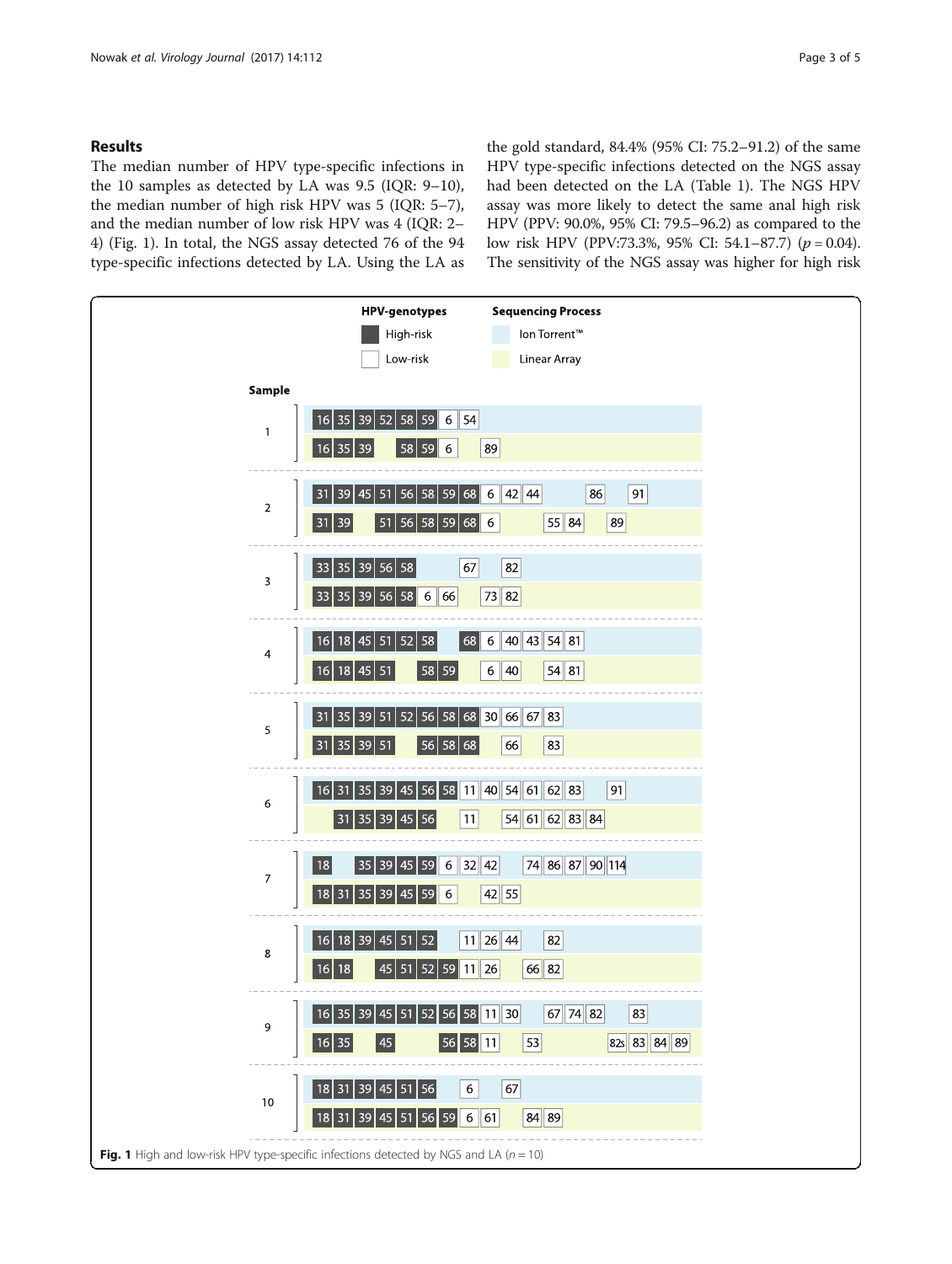## Results

The median number of HPV type-specific infections in the 10 samples as detected by LA was 9.5 (IQR: 9–10), the median number of high risk HPV was 5 (IQR: 5–7), and the median number of low risk HPV was 4 (IQR: 2–4) (Fig. 1). In total, the NGS assay detected 76 of the 94 type-specific infections detected by LA. Using the LA as the gold standard, 84.4% (95% CI: 75.2–91.2) of the same HPV type-specific infections detected on the NGS assay had been detected on the LA (Table 1). The NGS HPV assay was more likely to detect the same anal high risk HPV (PPV: 90.0%, 95% CI: 79.5–96.2) as compared to the low risk HPV (PPV:73.3%, 95% CI: 54.1–87.7) ($p = 0.04$). The sensitivity of the NGS assay was higher for high risk

**Fig. 1** High and low-risk HPV type-specific infections detected by NGS and LA ($n = 10$)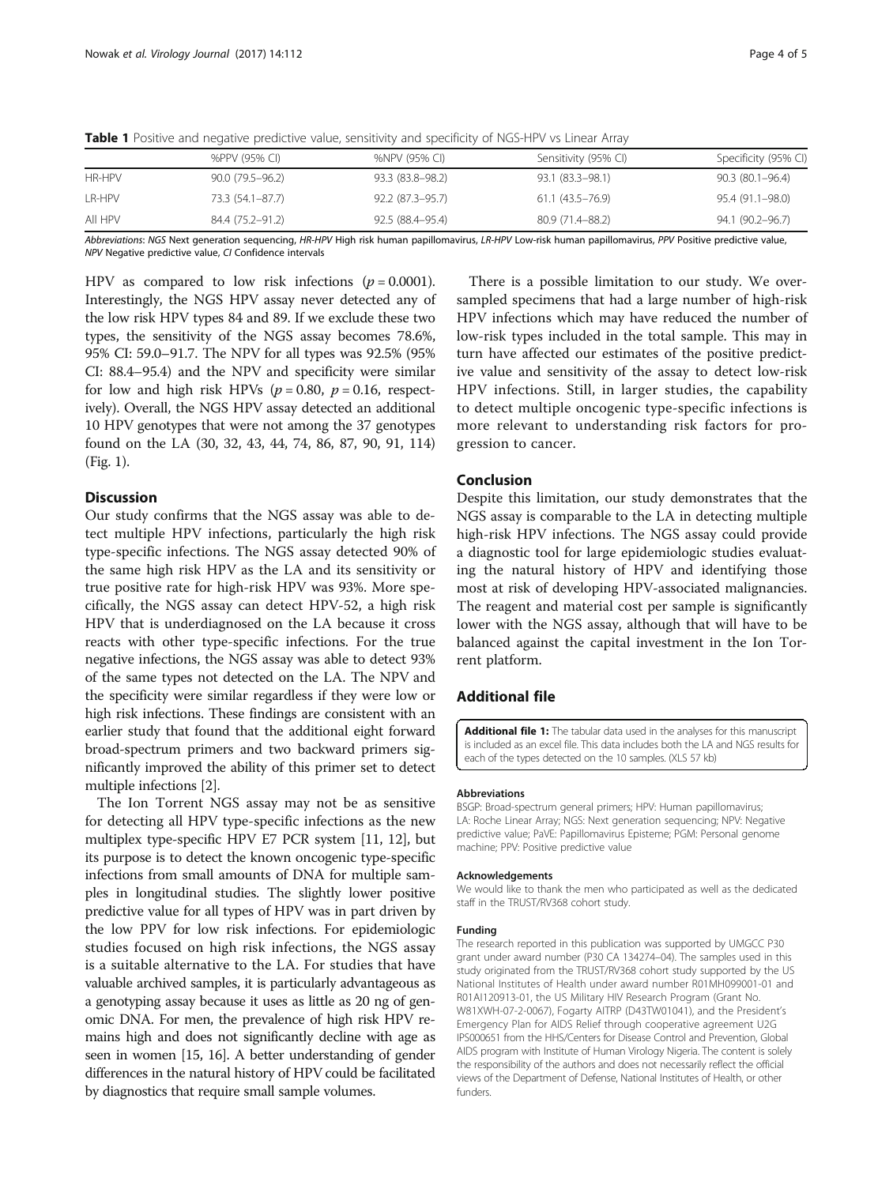**Table 1** Positive and negative predictive value, sensitivity and specificity of NGS-HPV vs Linear Array

| | %PPV (95% CI) | %NPV (95% CI) | Sensitivity (95% CI) | Specificity (95% CI) |
|---|---|---|---|---|
| HR-HPV | 90.0 (79.5–96.2) | 93.3 (83.8–98.2) | 93.1 (83.3–98.1) | 90.3 (80.1–96.4) |
| LR-HPV | 73.3 (54.1–87.7) | 92.2 (87.3–95.7) | 61.1 (43.5–76.9) | 95.4 (91.1–98.0) |
| All HPV | 84.4 (75.2–91.2) | 92.5 (88.4–95.4) | 80.9 (71.4–88.2) | 94.1 (90.2–96.7) |

*Abbreviations*: *NGS* Next generation sequencing, *HR-HPV* High risk human papillomavirus, *LR-HPV* Low-risk human papillomavirus, *PPV* Positive predictive value, *NPV* Negative predictive value, *CI* Confidence intervals

HPV as compared to low risk infections ($p = 0.0001$). Interestingly, the NGS HPV assay never detected any of the low risk HPV types 84 and 89. If we exclude these two types, the sensitivity of the NGS assay becomes 78.6%, 95% CI: 59.0–91.7. The NPV for all types was 92.5% (95% CI: 88.4–95.4) and the NPV and specificity were similar for low and high risk HPVs ($p = 0.80$, $p = 0.16$, respectively). Overall, the NGS HPV assay detected an additional 10 HPV genotypes that were not among the 37 genotypes found on the LA (30, 32, 43, 44, 74, 86, 87, 90, 91, 114) (Fig. 1).

## Discussion

Our study confirms that the NGS assay was able to detect multiple HPV infections, particularly the high risk type-specific infections. The NGS assay detected 90% of the same high risk HPV as the LA and its sensitivity or true positive rate for high-risk HPV was 93%. More specifically, the NGS assay can detect HPV-52, a high risk HPV that is underdiagnosed on the LA because it cross reacts with other type-specific infections. For the true negative infections, the NGS assay was able to detect 93% of the same types not detected on the LA. The NPV and the specificity were similar regardless if they were low or high risk infections. These findings are consistent with an earlier study that found that the additional eight forward broad-spectrum primers and two backward primers significantly improved the ability of this primer set to detect multiple infections [2].

The Ion Torrent NGS assay may not be as sensitive for detecting all HPV type-specific infections as the new multiplex type-specific HPV E7 PCR system [11, 12], but its purpose is to detect the known oncogenic type-specific infections from small amounts of DNA for multiple samples in longitudinal studies. The slightly lower positive predictive value for all types of HPV was in part driven by the low PPV for low risk infections. For epidemiologic studies focused on high risk infections, the NGS assay is a suitable alternative to the LA. For studies that have valuable archived samples, it is particularly advantageous as a genotyping assay because it uses as little as 20 ng of genomic DNA. For men, the prevalence of high risk HPV remains high and does not significantly decline with age as seen in women [15, 16]. A better understanding of gender differences in the natural history of HPV could be facilitated by diagnostics that require small sample volumes.

There is a possible limitation to our study. We oversampled specimens that had a large number of high-risk HPV infections which may have reduced the number of low-risk types included in the total sample. This may in turn have affected our estimates of the positive predictive value and sensitivity of the assay to detect low-risk HPV infections. Still, in larger studies, the capability to detect multiple oncogenic type-specific infections is more relevant to understanding risk factors for progression to cancer.

## Conclusion

Despite this limitation, our study demonstrates that the NGS assay is comparable to the LA in detecting multiple high-risk HPV infections. The NGS assay could provide a diagnostic tool for large epidemiologic studies evaluating the natural history of HPV and identifying those most at risk of developing HPV-associated malignancies. The reagent and material cost per sample is significantly lower with the NGS assay, although that will have to be balanced against the capital investment in the Ion Torrent platform.

## Additional file

**Additional file 1:** The tabular data used in the analyses for this manuscript is included as an excel file. This data includes both the LA and NGS results for each of the types detected on the 10 samples. (XLS 57 kb)

#### Abbreviations

BSGP: Broad-spectrum general primers; HPV: Human papillomavirus; LA: Roche Linear Array; NGS: Next generation sequencing; NPV: Negative predictive value; PaVE: Papillomavirus Episteme; PGM: Personal genome machine; PPV: Positive predictive value

#### Acknowledgements

We would like to thank the men who participated as well as the dedicated staff in the TRUST/RV368 cohort study.

#### Funding

The research reported in this publication was supported by UMGCC P30 grant under award number (P30 CA 134274–04). The samples used in this study originated from the TRUST/RV368 cohort study supported by the US National Institutes of Health under award number R01MH099001-01 and R01AI120913-01, the US Military HIV Research Program (Grant No. W81XWH-07-2-0067), Fogarty AITRP (D43TW01041), and the President's Emergency Plan for AIDS Relief through cooperative agreement U2G IPS000651 from the HHS/Centers for Disease Control and Prevention, Global AIDS program with Institute of Human Virology Nigeria. The content is solely the responsibility of the authors and does not necessarily reflect the official views of the Department of Defense, National Institutes of Health, or other funders.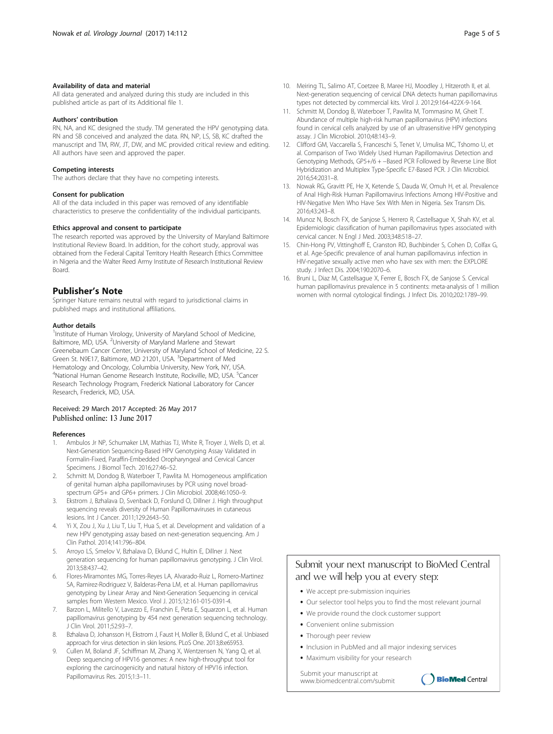#### Availability of data and material

All data generated and analyzed during this study are included in this published article as part of its Additional file 1.

#### Authors' contribution

RN, NA, and KC designed the study. TM generated the HPV genotyping data. RN and SB conceived and analyzed the data. RN, NP, LS, SB, KC drafted the manuscript and TM, RW, JT, DW, and MC provided critical review and editing. All authors have seen and approved the paper.

#### Competing interests

The authors declare that they have no competing interests.

#### Consent for publication

All of the data included in this paper was removed of any identifiable characteristics to preserve the confidentiality of the individual participants.

#### Ethics approval and consent to participate

The research reported was approved by the University of Maryland Baltimore Institutional Review Board. In addition, for the cohort study, approval was obtained from the Federal Capital Territory Health Research Ethics Committee in Nigeria and the Walter Reed Army Institute of Research Institutional Review Board.

## Publisher's Note

Springer Nature remains neutral with regard to jurisdictional claims in published maps and institutional affiliations.

#### Author details

[1]Institute of Human Virology, University of Maryland School of Medicine, Baltimore, MD, USA. [2]University of Maryland Marlene and Stewart Greenebaum Cancer Center, University of Maryland School of Medicine, 22 S. Green St. N9E17, Baltimore, MD 21201, USA. [3]Department of Med Hematology and Oncology, Columbia University, New York, NY, USA. [4]National Human Genome Research Institute, Rockville, MD, USA. [5]Cancer Research Technology Program, Frederick National Laboratory for Cancer Research, Frederick, MD, USA.

Received: 29 March 2017 Accepted: 26 May 2017
Published online: 13 June 2017

#### References

1. Ambulos Jr NP, Schumaker LM, Mathias TJ, White R, Troyer J, Wells D, et al. Next-Generation Sequencing-Based HPV Genotyping Assay Validated in Formalin-Fixed, Paraffin-Embedded Oropharyngeal and Cervical Cancer Specimens. J Biomol Tech. 2016;27:46–52.
2. Schmitt M, Dondog B, Waterboer T, Pawlita M. Homogeneous amplification of genital human alpha papillomaviruses by PCR using novel broad-spectrum GP5+ and GP6+ primers. J Clin Microbiol. 2008;46:1050–9.
3. Ekstrom J, Bzhalava D, Svenback D, Forslund O, Dillner J. High throughput sequencing reveals diversity of Human Papillomaviruses in cutaneous lesions. Int J Cancer. 2011;129:2643–50.
4. Yi X, Zou J, Xu J, Liu T, Liu T, Hua S, et al. Development and validation of a new HPV genotyping assay based on next-generation sequencing. Am J Clin Pathol. 2014;141:796–804.
5. Arroyo LS, Smelov V, Bzhalava D, Eklund C, Hultin E, Dillner J. Next generation sequencing for human papillomavirus genotyping. J Clin Virol. 2013;58:437–42.
6. Flores-Miramontes MG, Torres-Reyes LA, Alvarado-Ruiz L, Romero-Martinez SA, Ramirez-Rodriguez V, Balderas-Pena LM, et al. Human papillomavirus genotyping by Linear Array and Next-Generation Sequencing in cervical samples from Western Mexico. Virol J. 2015;12:161-015-0391-4.
7. Barzon L, Militello V, Lavezzo E, Franchin E, Peta E, Squarzon L, et al. Human papillomavirus genotyping by 454 next generation sequencing technology. J Clin Virol. 2011;52:93–7.
8. Bzhalava D, Johansson H, Ekstrom J, Faust H, Moller B, Eklund C, et al. Unbiased approach for virus detection in skin lesions. PLoS One. 2013;8:e65953.
9. Cullen M, Boland JF, Schiffman M, Zhang X, Wentzensen N, Yang Q, et al. Deep sequencing of HPV16 genomes: A new high-throughput tool for exploring the carcinogenicity and natural history of HPV16 infection. Papillomavirus Res. 2015;1:3–11.
10. Meiring TL, Salimo AT, Coetzee B, Maree HJ, Moodley J, Hitzeroth II, et al. Next-generation sequencing of cervical DNA detects human papillomavirus types not detected by commercial kits. Virol J. 2012;9:164-422X-9-164.
11. Schmitt M, Dondog B, Waterboer T, Pawlita M, Tommasino M, Gheit T. Abundance of multiple high-risk human papillomavirus (HPV) infections found in cervical cells analyzed by use of an ultrasensitive HPV genotyping assay. J Clin Microbiol. 2010;48:143–9.
12. Clifford GM, Vaccarella S, Franceschi S, Tenet V, Umulisa MC, Tshomo U, et al. Comparison of Two Widely Used Human Papillomavirus Detection and Genotyping Methods, GP5+/6 + −Based PCR Followed by Reverse Line Blot Hybridization and Multiplex Type-Specific E7-Based PCR. J Clin Microbiol. 2016;54:2031–8.
13. Nowak RG, Gravitt PE, He X, Ketende S, Dauda W, Omuh H, et al. Prevalence of Anal High-Risk Human Papillomavirus Infections Among HIV-Positive and HIV-Negative Men Who Have Sex With Men in Nigeria. Sex Transm Dis. 2016;43:243–8.
14. Munoz N, Bosch FX, de Sanjose S, Herrero R, Castellsague X, Shah KV, et al. Epidemiologic classification of human papillomavirus types associated with cervical cancer. N Engl J Med. 2003;348:518–27.
15. Chin-Hong PV, Vittinghoff E, Cranston RD, Buchbinder S, Cohen D, Colfax G, et al. Age-Specific prevalence of anal human papillomavirus infection in HIV-negative sexually active men who have sex with men: the EXPLORE study. J Infect Dis. 2004;190:2070–6.
16. Bruni L, Diaz M, Castellsague X, Ferrer E, Bosch FX, de Sanjose S. Cervical human papillomavirus prevalence in 5 continents: meta-analysis of 1 million women with normal cytological findings. J Infect Dis. 2010;202:1789–99.

Submit your next manuscript to BioMed Central and we will help you at every step:

- We accept pre-submission inquiries
- Our selector tool helps you to find the most relevant journal
- We provide round the clock customer support
- Convenient online submission
- Thorough peer review
- Inclusion in PubMed and all major indexing services
- Maximum visibility for your research

Submit your manuscript at
www.biomedcentral.com/submit

BioMed Central